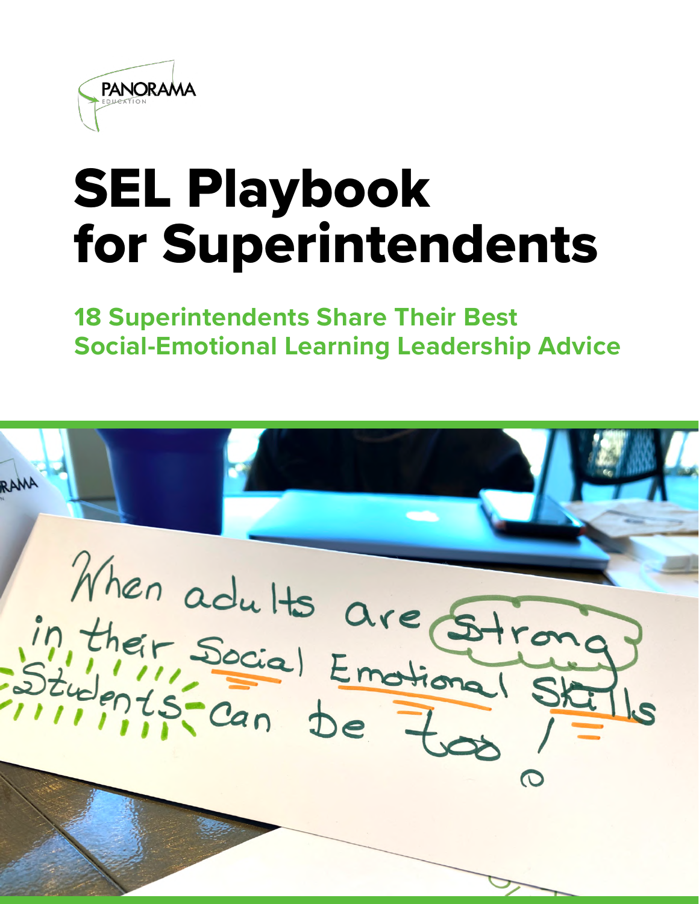PANORAMA
EDUCATION

# SEL Playbook for Superintendents

## 18 Superintendents Share Their Best Social-Emotional Learning Leadership Advice

When adults are strong in their Social Emotional Skills Students can be too!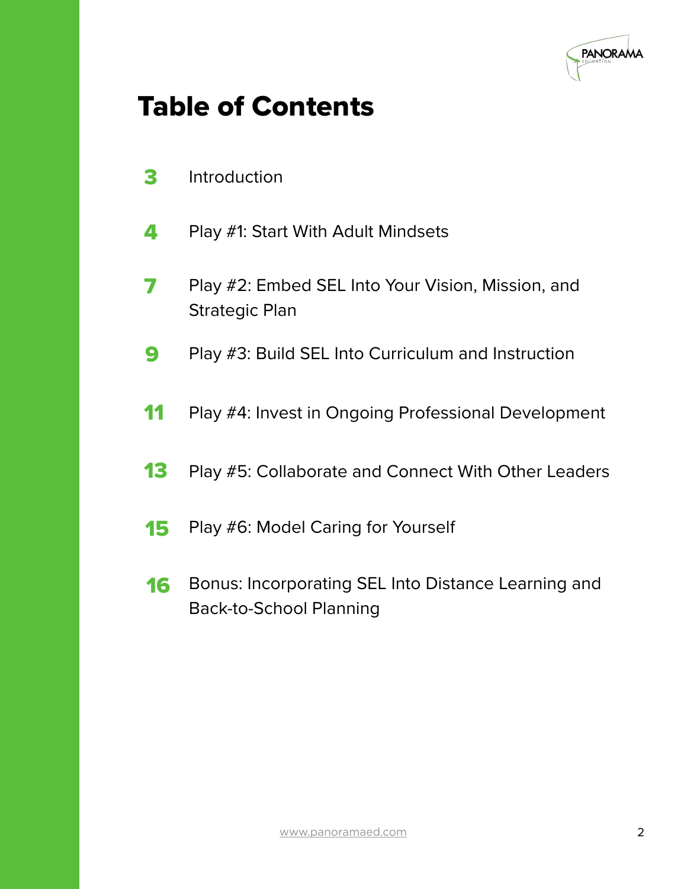# Table of Contents

| | |
|---|---|
| 3 | Introduction |
| 4 | Play #1: Start With Adult Mindsets |
| 7 | Play #2: Embed SEL Into Your Vision, Mission, and Strategic Plan |
| 9 | Play #3: Build SEL Into Curriculum and Instruction |
| 11 | Play #4: Invest in Ongoing Professional Development |
| 13 | Play #5: Collaborate and Connect With Other Leaders |
| 15 | Play #6: Model Caring for Yourself |
| 16 | Bonus: Incorporating SEL Into Distance Learning and Back-to-School Planning |

www.panoramaed.com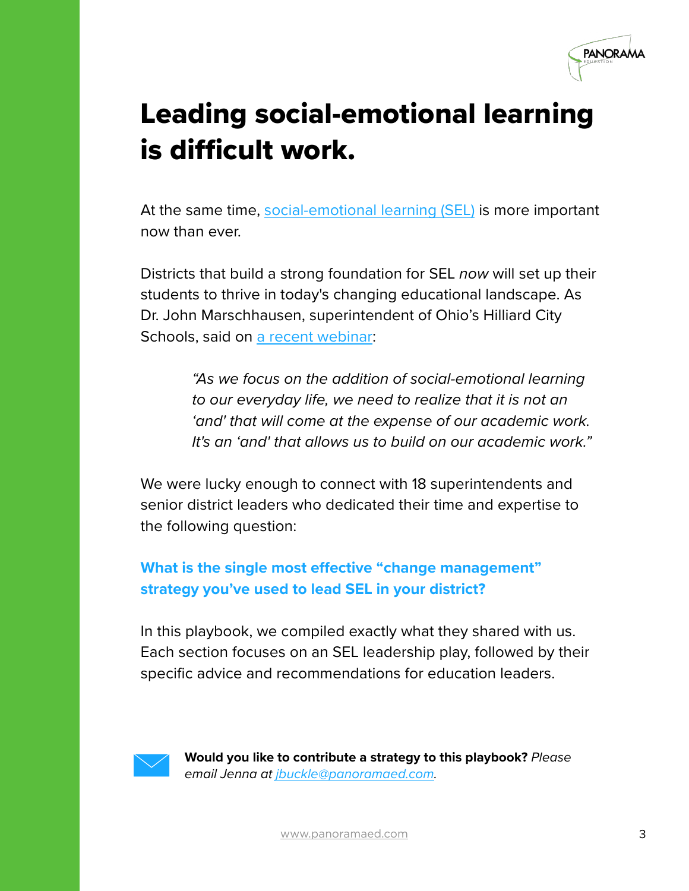# Leading social-emotional learning is difficult work.

At the same time, social-emotional learning (SEL) is more important now than ever.

Districts that build a strong foundation for SEL *now* will set up their students to thrive in today's changing educational landscape. As Dr. John Marschhausen, superintendent of Ohio's Hilliard City Schools, said on a recent webinar:

> *"As we focus on the addition of social-emotional learning to our everyday life, we need to realize that it is not an 'and' that will come at the expense of our academic work. It's an 'and' that allows us to build on our academic work."*

We were lucky enough to connect with 18 superintendents and senior district leaders who dedicated their time and expertise to the following question:

**What is the single most effective "change management" strategy you've used to lead SEL in your district?**

In this playbook, we compiled exactly what they shared with us. Each section focuses on an SEL leadership play, followed by their specific advice and recommendations for education leaders.

**Would you like to contribute a strategy to this playbook?** *Please email Jenna at jbuckle@panoramaed.com.*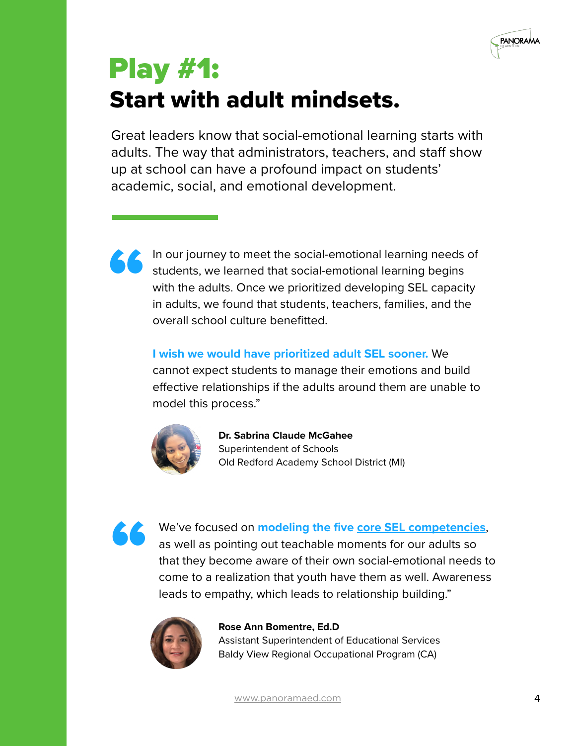# Play #1:

## Start with adult mindsets.

Great leaders know that social-emotional learning starts with adults. The way that administrators, teachers, and staff show up at school can have a profound impact on students' academic, social, and emotional development.

> In our journey to meet the social-emotional learning needs of students, we learned that social-emotional learning begins with the adults. Once we prioritized developing SEL capacity in adults, we found that students, teachers, families, and the overall school culture benefitted.
>
> **I wish we would have prioritized adult SEL sooner.** We cannot expect students to manage their emotions and build effective relationships if the adults around them are unable to model this process."

**Dr. Sabrina Claude McGahee**
Superintendent of Schools
Old Redford Academy School District (MI)

> We've focused on **modeling the five core SEL competencies**, as well as pointing out teachable moments for our adults so that they become aware of their own social-emotional needs to come to a realization that youth have them as well. Awareness leads to empathy, which leads to relationship building."

**Rose Ann Bomentre, Ed.D**
Assistant Superintendent of Educational Services
Baldy View Regional Occupational Program (CA)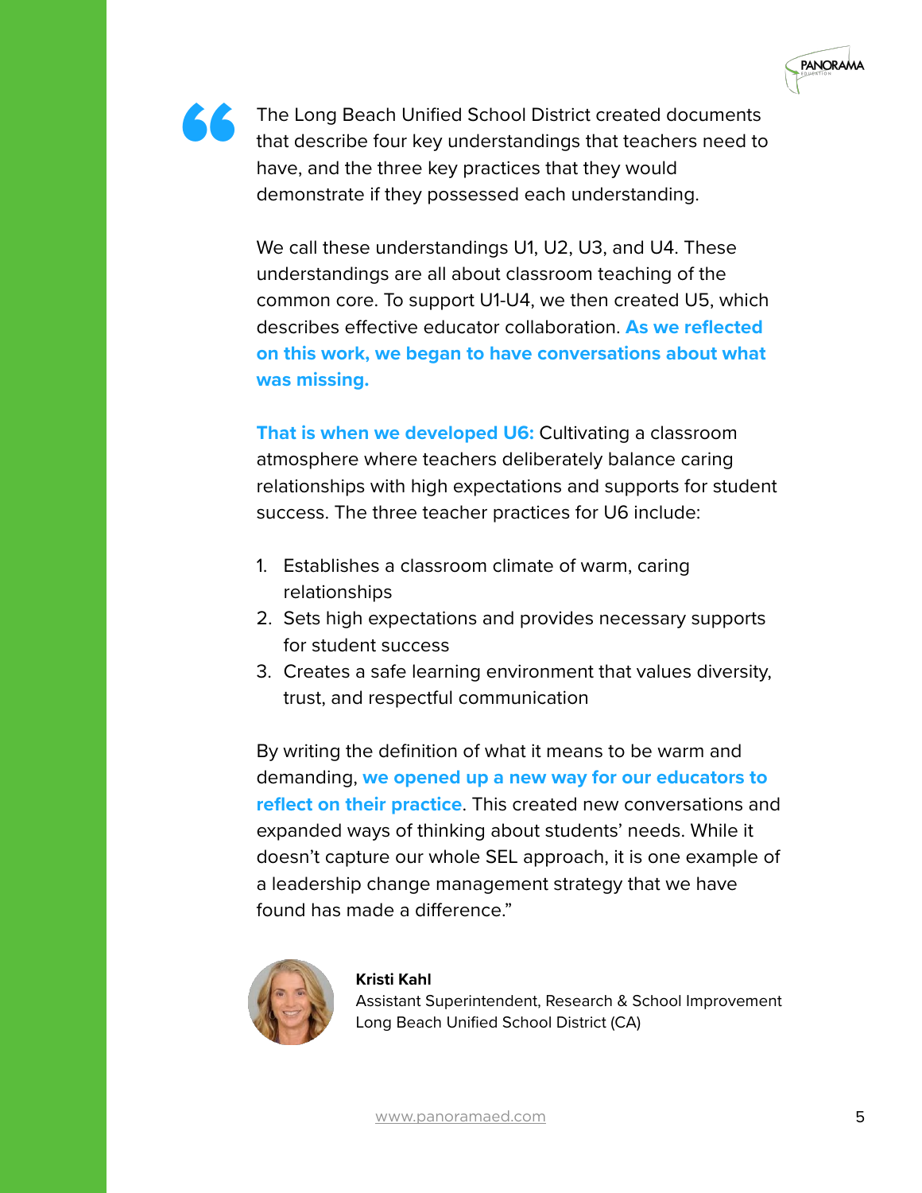"The Long Beach Unified School District created documents that describe four key understandings that teachers need to have, and the three key practices that they would demonstrate if they possessed each understanding.

We call these understandings U1, U2, U3, and U4. These understandings are all about classroom teaching of the common core. To support U1-U4, we then created U5, which describes effective educator collaboration. **As we reflected on this work, we began to have conversations about what was missing.**

**That is when we developed U6:** Cultivating a classroom atmosphere where teachers deliberately balance caring relationships with high expectations and supports for student success. The three teacher practices for U6 include:

1. Establishes a classroom climate of warm, caring relationships
2. Sets high expectations and provides necessary supports for student success
3. Creates a safe learning environment that values diversity, trust, and respectful communication

By writing the definition of what it means to be warm and demanding, **we opened up a new way for our educators to reflect on their practice**. This created new conversations and expanded ways of thinking about students' needs. While it doesn't capture our whole SEL approach, it is one example of a leadership change management strategy that we have found has made a difference."

**Kristi Kahl**
Assistant Superintendent, Research & School Improvement
Long Beach Unified School District (CA)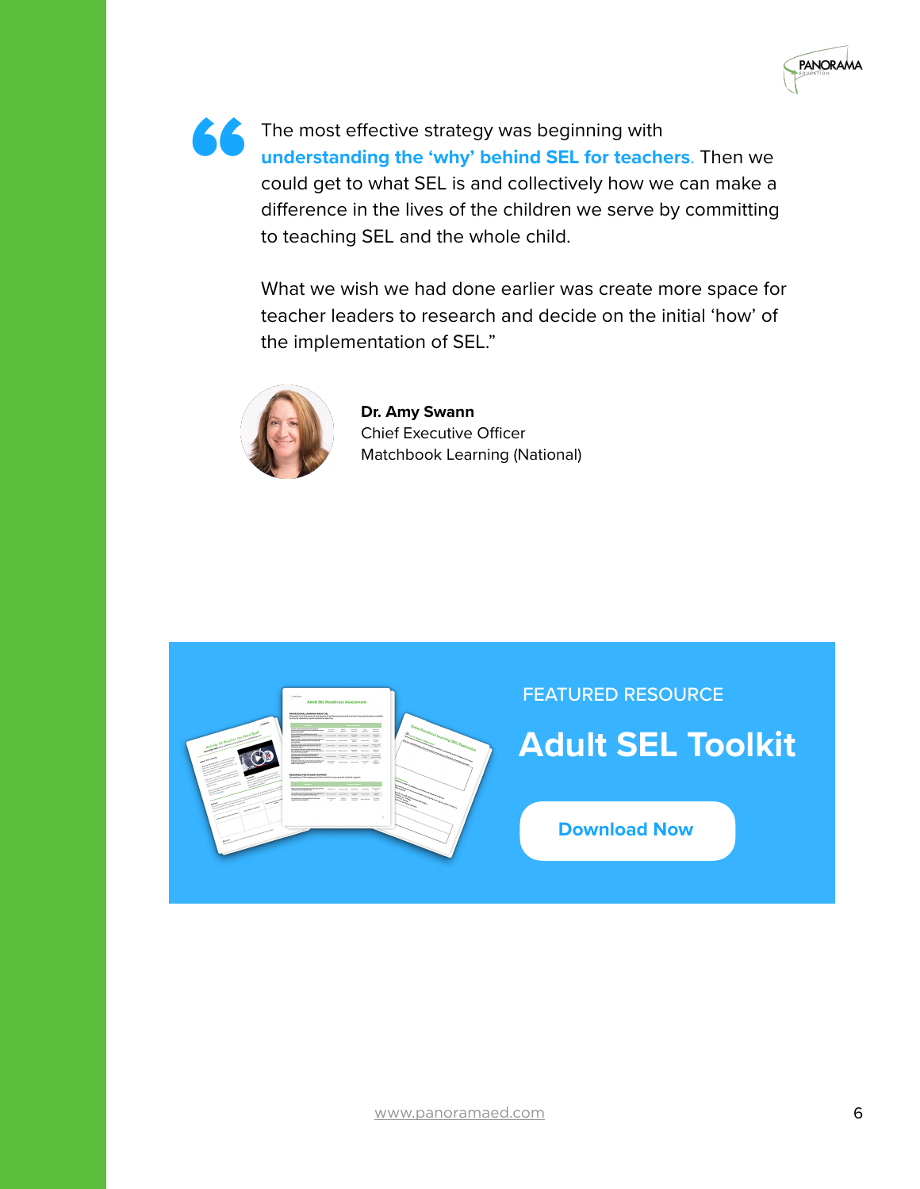"The most effective strategy was beginning with **understanding the 'why' behind SEL for teachers**. Then we could get to what SEL is and collectively how we can make a difference in the lives of the children we serve by committing to teaching SEL and the whole child.

What we wish we had done earlier was create more space for teacher leaders to research and decide on the initial 'how' of the implementation of SEL."

**Dr. Amy Swann**
Chief Executive Officer
Matchbook Learning (National)

FEATURED RESOURCE

## Adult SEL Toolkit

Download Now

www.panoramaed.com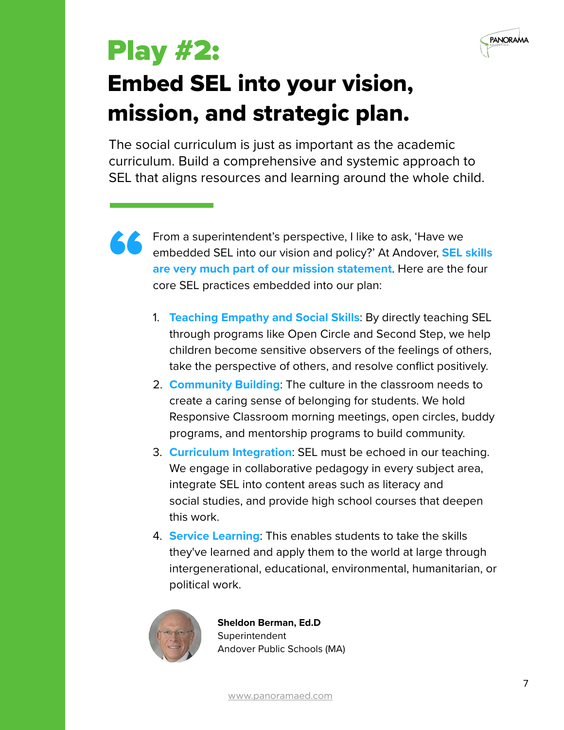# Play #2:

## Embed SEL into your vision, mission, and strategic plan.

The social curriculum is just as important as the academic curriculum. Build a comprehensive and systemic approach to SEL that aligns resources and learning around the whole child.

> From a superintendent's perspective, I like to ask, 'Have we embedded SEL into our vision and policy?' At Andover, **SEL skills are very much part of our mission statement**. Here are the four core SEL practices embedded into our plan:
>
> 1. **Teaching Empathy and Social Skills**: By directly teaching SEL through programs like Open Circle and Second Step, we help children become sensitive observers of the feelings of others, take the perspective of others, and resolve conflict positively.
> 2. **Community Building**: The culture in the classroom needs to create a caring sense of belonging for students. We hold Responsive Classroom morning meetings, open circles, buddy programs, and mentorship programs to build community.
> 3. **Curriculum Integration**: SEL must be echoed in our teaching. We engage in collaborative pedagogy in every subject area, integrate SEL into content areas such as literacy and social studies, and provide high school courses that deepen this work.
> 4. **Service Learning**: This enables students to take the skills they've learned and apply them to the world at large through intergenerational, educational, environmental, humanitarian, or political work.

**Sheldon Berman, Ed.D**
Superintendent
Andover Public Schools (MA)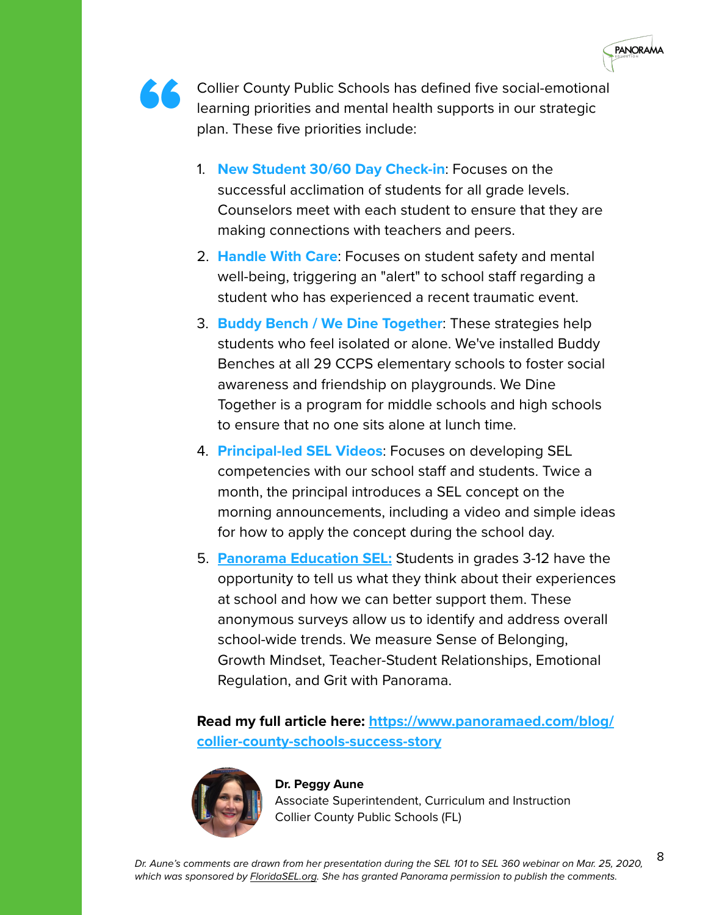Collier County Public Schools has defined five social-emotional learning priorities and mental health supports in our strategic plan. These five priorities include:

1. **New Student 30/60 Day Check-in**: Focuses on the successful acclimation of students for all grade levels. Counselors meet with each student to ensure that they are making connections with teachers and peers.
2. **Handle With Care**: Focuses on student safety and mental well-being, triggering an "alert" to school staff regarding a student who has experienced a recent traumatic event.
3. **Buddy Bench / We Dine Together**: These strategies help students who feel isolated or alone. We've installed Buddy Benches at all 29 CCPS elementary schools to foster social awareness and friendship on playgrounds. We Dine Together is a program for middle schools and high schools to ensure that no one sits alone at lunch time.
4. **Principal-led SEL Videos**: Focuses on developing SEL competencies with our school staff and students. Twice a month, the principal introduces a SEL concept on the morning announcements, including a video and simple ideas for how to apply the concept during the school day.
5. **Panorama Education SEL:** Students in grades 3-12 have the opportunity to tell us what they think about their experiences at school and how we can better support them. These anonymous surveys allow us to identify and address overall school-wide trends. We measure Sense of Belonging, Growth Mindset, Teacher-Student Relationships, Emotional Regulation, and Grit with Panorama.

**Read my full article here: https://www.panoramaed.com/blog/collier-county-schools-success-story**

**Dr. Peggy Aune**
Associate Superintendent, Curriculum and Instruction
Collier County Public Schools (FL)

*Dr. Aune's comments are drawn from her presentation during the SEL 101 to SEL 360 webinar on Mar. 25, 2020, which was sponsored by FloridaSEL.org. She has granted Panorama permission to publish the comments.*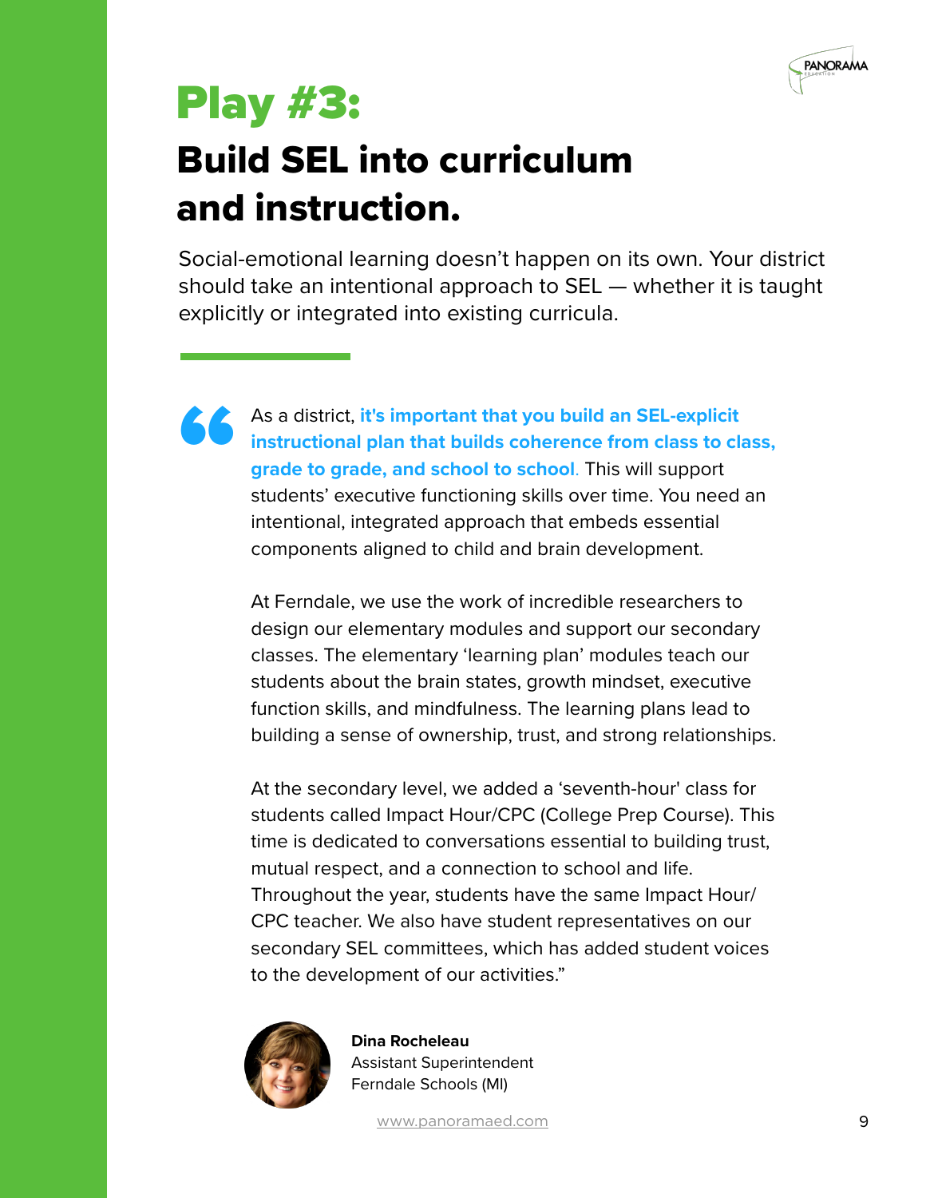# Play #3:

## Build SEL into curriculum and instruction.

Social-emotional learning doesn't happen on its own. Your district should take an intentional approach to SEL — whether it is taught explicitly or integrated into existing curricula.

> “As a district, **it's important that you build an SEL-explicit instructional plan that builds coherence from class to class, grade to grade, and school to school**. This will support students' executive functioning skills over time. You need an intentional, integrated approach that embeds essential components aligned to child and brain development.
>
> At Ferndale, we use the work of incredible researchers to design our elementary modules and support our secondary classes. The elementary 'learning plan' modules teach our students about the brain states, growth mindset, executive function skills, and mindfulness. The learning plans lead to building a sense of ownership, trust, and strong relationships.
>
> At the secondary level, we added a 'seventh-hour' class for students called Impact Hour/CPC (College Prep Course). This time is dedicated to conversations essential to building trust, mutual respect, and a connection to school and life. Throughout the year, students have the same Impact Hour/CPC teacher. We also have student representatives on our secondary SEL committees, which has added student voices to the development of our activities.”

**Dina Rocheleau**
Assistant Superintendent
Ferndale Schools (MI)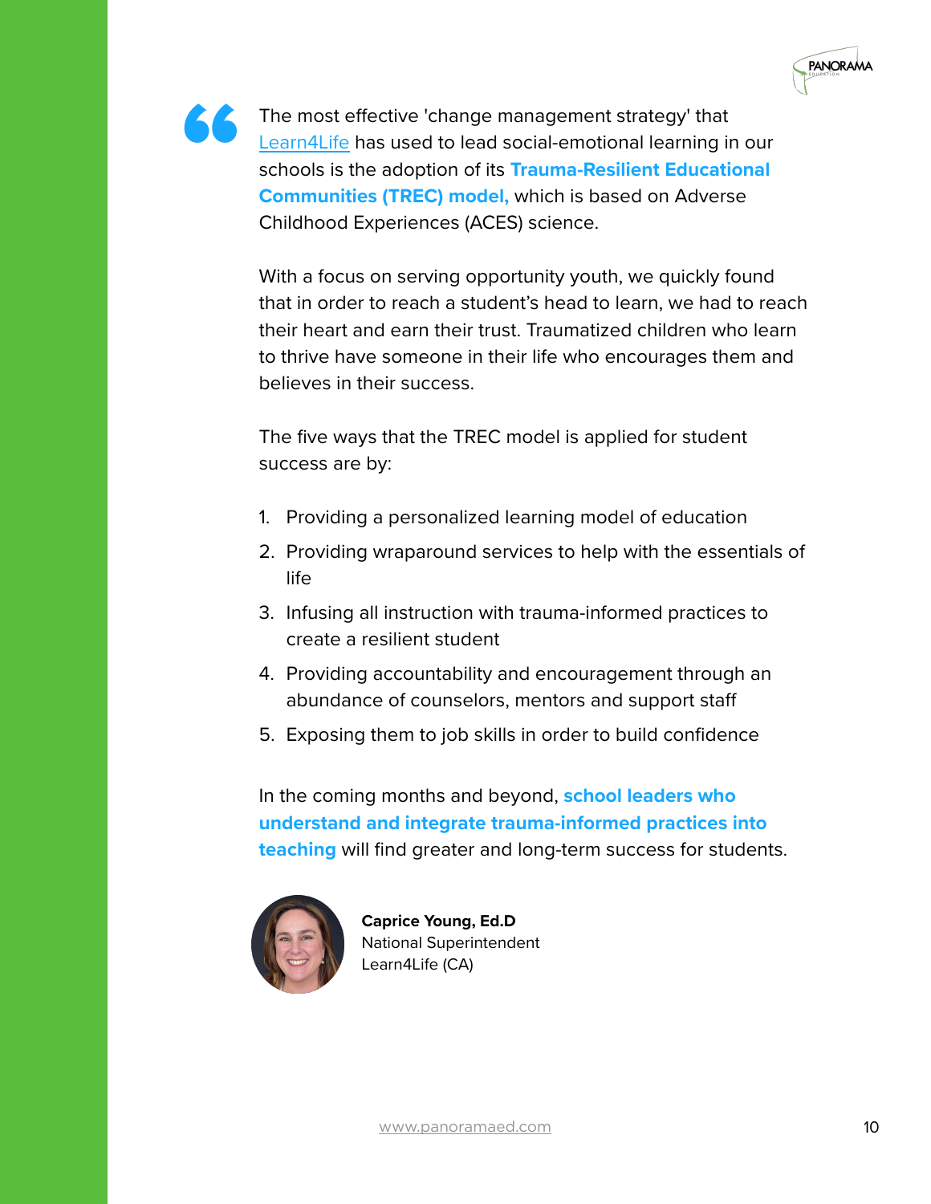> The most effective 'change management strategy' that Learn4Life has used to lead social-emotional learning in our schools is the adoption of its **Trauma-Resilient Educational Communities (TREC) model,** which is based on Adverse Childhood Experiences (ACES) science.
>
> With a focus on serving opportunity youth, we quickly found that in order to reach a student's head to learn, we had to reach their heart and earn their trust. Traumatized children who learn to thrive have someone in their life who encourages them and believes in their success.
>
> The five ways that the TREC model is applied for student success are by:
>
> 1. Providing a personalized learning model of education
> 2. Providing wraparound services to help with the essentials of life
> 3. Infusing all instruction with trauma-informed practices to create a resilient student
> 4. Providing accountability and encouragement through an abundance of counselors, mentors and support staff
> 5. Exposing them to job skills in order to build confidence
>
> In the coming months and beyond, **school leaders who understand and integrate trauma-informed practices into teaching** will find greater and long-term success for students.

**Caprice Young, Ed.D**
National Superintendent
Learn4Life (CA)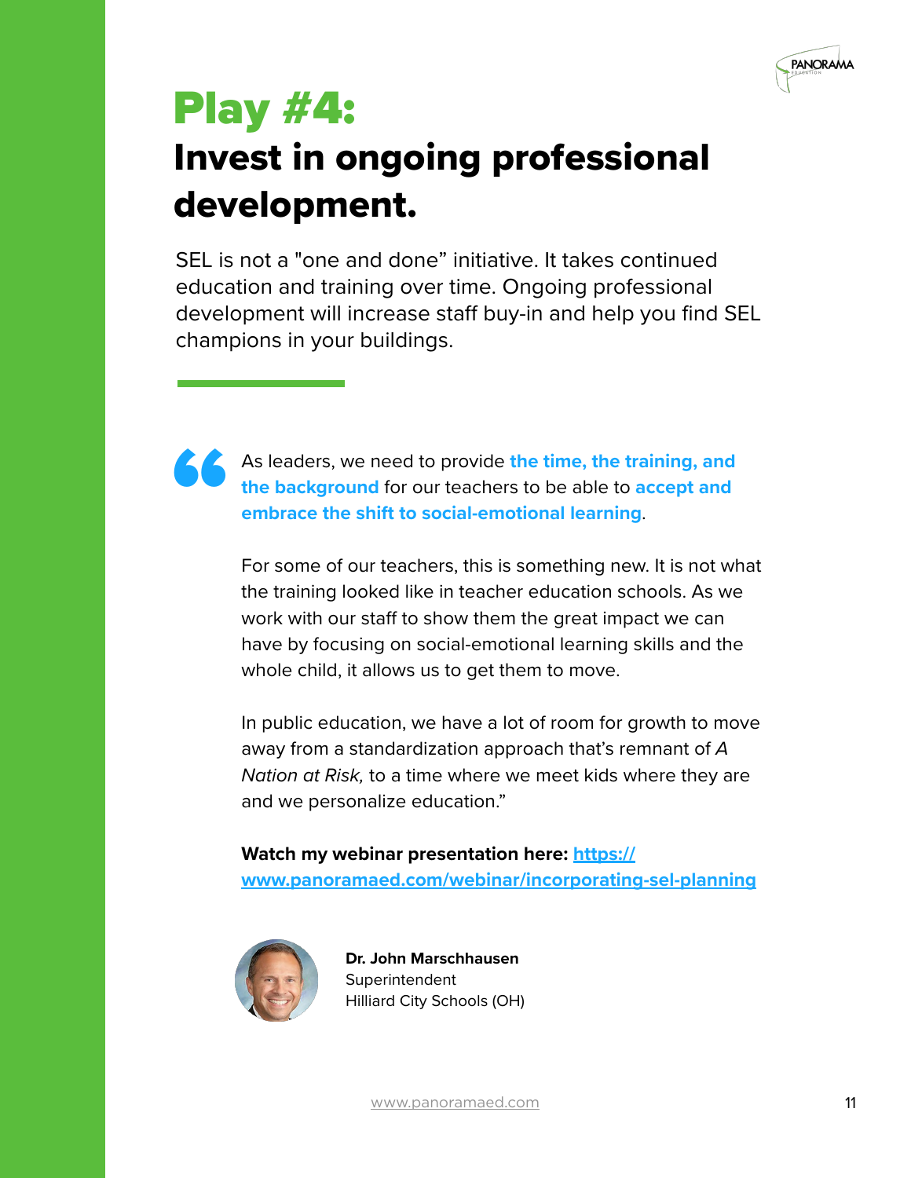# Play #4:

## Invest in ongoing professional development.

SEL is not a "one and done" initiative. It takes continued education and training over time. Ongoing professional development will increase staff buy-in and help you find SEL champions in your buildings.

> As leaders, we need to provide **the time, the training, and the background** for our teachers to be able to **accept and embrace the shift to social-emotional learning**.
>
> For some of our teachers, this is something new. It is not what the training looked like in teacher education schools. As we work with our staff to show them the great impact we can have by focusing on social-emotional learning skills and the whole child, it allows us to get them to move.
>
> In public education, we have a lot of room for growth to move away from a standardization approach that's remnant of *A Nation at Risk,* to a time where we meet kids where they are and we personalize education."
>
> **Watch my webinar presentation here:** [https://www.panoramaed.com/webinar/incorporating-sel-planning](https://www.panoramaed.com/webinar/incorporating-sel-planning)

**Dr. John Marschhausen**
Superintendent
Hilliard City Schools (OH)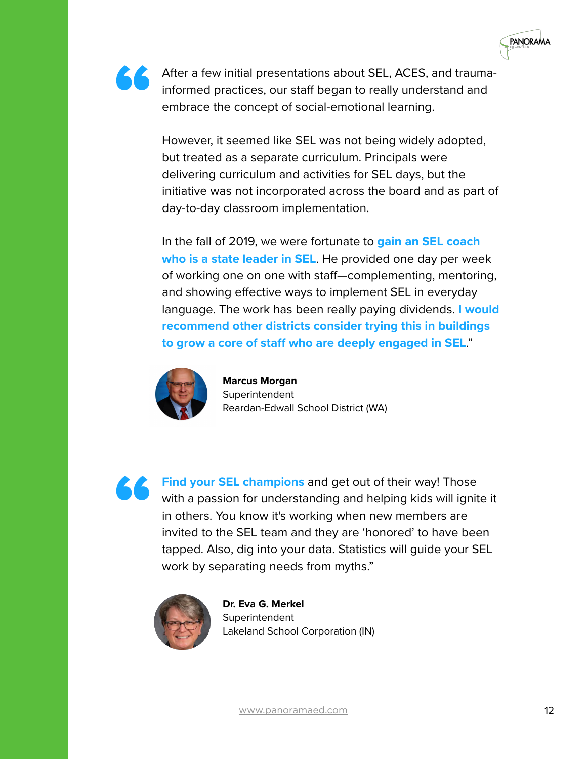> After a few initial presentations about SEL, ACES, and trauma-informed practices, our staff began to really understand and embrace the concept of social-emotional learning.
>
> However, it seemed like SEL was not being widely adopted, but treated as a separate curriculum. Principals were delivering curriculum and activities for SEL days, but the initiative was not incorporated across the board and as part of day-to-day classroom implementation.
>
> In the fall of 2019, we were fortunate to **gain an SEL coach who is a state leader in SEL**. He provided one day per week of working one on one with staff—complementing, mentoring, and showing effective ways to implement SEL in everyday language. The work has been really paying dividends. **I would recommend other districts consider trying this in buildings to grow a core of staff who are deeply engaged in SEL**."

**Marcus Morgan**
Superintendent
Reardan-Edwall School District (WA)

> **Find your SEL champions** and get out of their way! Those with a passion for understanding and helping kids will ignite it in others. You know it's working when new members are invited to the SEL team and they are 'honored' to have been tapped. Also, dig into your data. Statistics will guide your SEL work by separating needs from myths."

**Dr. Eva G. Merkel**
Superintendent
Lakeland School Corporation (IN)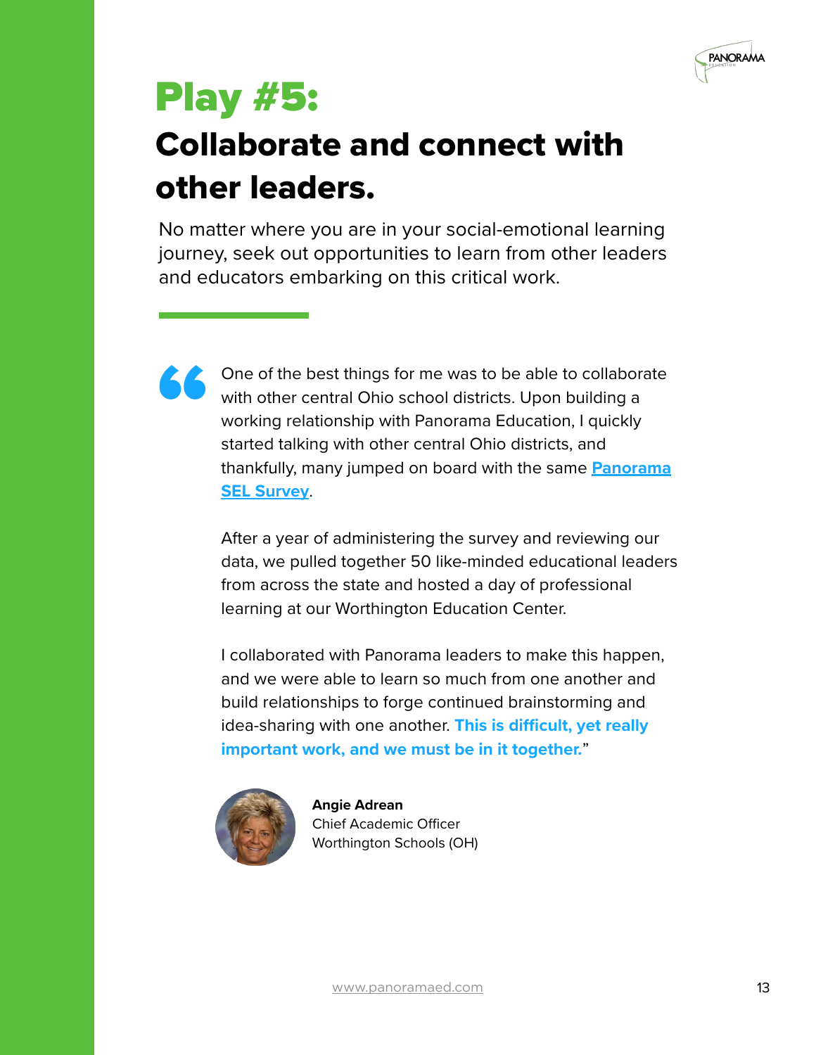# Play #5:

## Collaborate and connect with other leaders.

No matter where you are in your social-emotional learning journey, seek out opportunities to learn from other leaders and educators embarking on this critical work.

> "One of the best things for me was to be able to collaborate with other central Ohio school districts. Upon building a working relationship with Panorama Education, I quickly started talking with other central Ohio districts, and thankfully, many jumped on board with the same **Panorama SEL Survey**.
>
> After a year of administering the survey and reviewing our data, we pulled together 50 like-minded educational leaders from across the state and hosted a day of professional learning at our Worthington Education Center.
>
> I collaborated with Panorama leaders to make this happen, and we were able to learn so much from one another and build relationships to forge continued brainstorming and idea-sharing with one another. **This is difficult, yet really important work, and we must be in it together.**"

**Angie Adrean**
Chief Academic Officer
Worthington Schools (OH)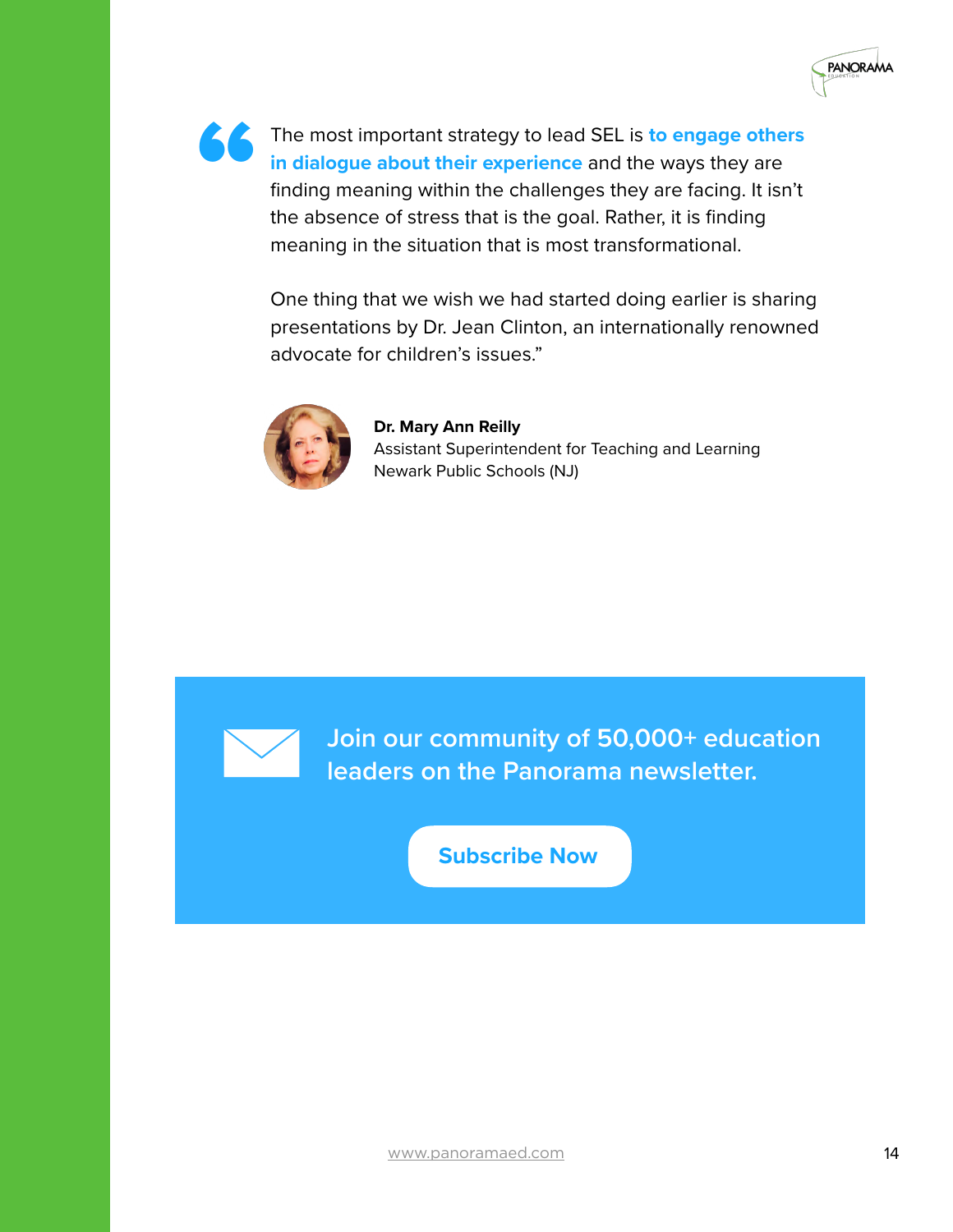> "The most important strategy to lead SEL is **to engage others in dialogue about their experience** and the ways they are finding meaning within the challenges they are facing. It isn't the absence of stress that is the goal. Rather, it is finding meaning in the situation that is most transformational.
>
> One thing that we wish we had started doing earlier is sharing presentations by Dr. Jean Clinton, an internationally renowned advocate for children's issues."

**Dr. Mary Ann Reilly**
Assistant Superintendent for Teaching and Learning
Newark Public Schools (NJ)

**Join our community of 50,000+ education leaders on the Panorama newsletter.**

**Subscribe Now**

www.panoramaed.com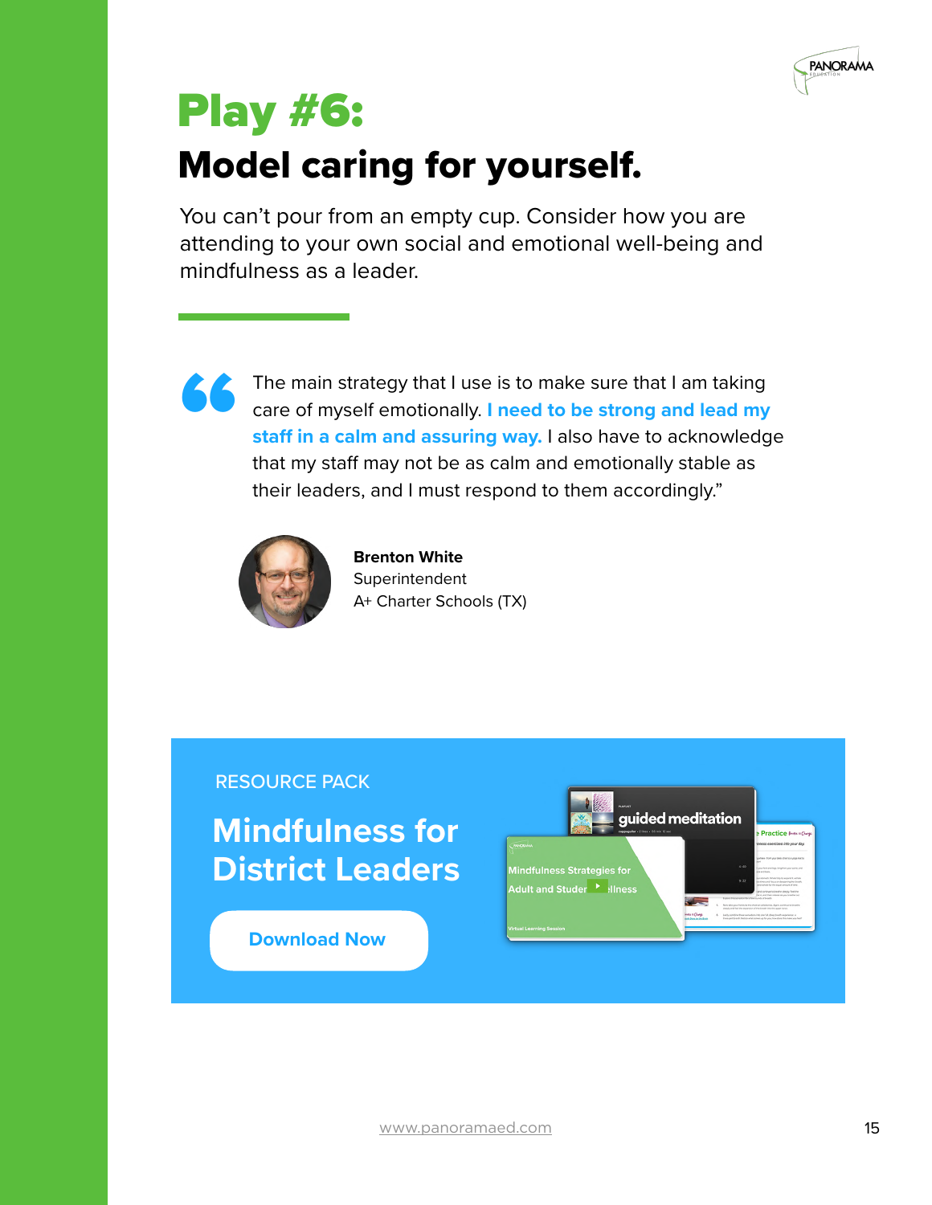# Play #6:

## Model caring for yourself.

You can't pour from an empty cup. Consider how you are attending to your own social and emotional well-being and mindfulness as a leader.

> The main strategy that I use is to make sure that I am taking care of myself emotionally. **I need to be strong and lead my staff in a calm and assuring way.** I also have to acknowledge that my staff may not be as calm and emotionally stable as their leaders, and I must respond to them accordingly."

**Brenton White**
Superintendent
A+ Charter Schools (TX)

RESOURCE PACK

**Mindfulness for District Leaders**

Download Now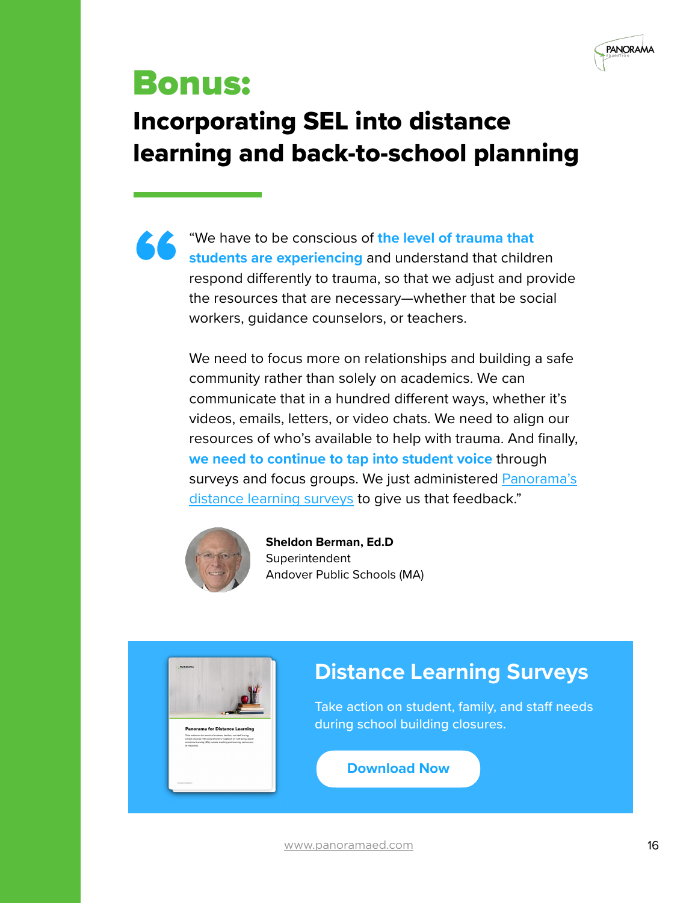# Bonus:

## Incorporating SEL into distance learning and back-to-school planning

> "We have to be conscious of **the level of trauma that students are experiencing** and understand that children respond differently to trauma, so that we adjust and provide the resources that are necessary—whether that be social workers, guidance counselors, or teachers.
>
> We need to focus more on relationships and building a safe community rather than solely on academics. We can communicate that in a hundred different ways, whether it's videos, emails, letters, or video chats. We need to align our resources of who's available to help with trauma. And finally, **we need to continue to tap into student voice** through surveys and focus groups. We just administered Panorama's distance learning surveys to give us that feedback."

**Sheldon Berman, Ed.D**
Superintendent
Andover Public Schools (MA)

### Distance Learning Surveys

Take action on student, family, and staff needs during school building closures.

**Download Now**

www.panoramaed.com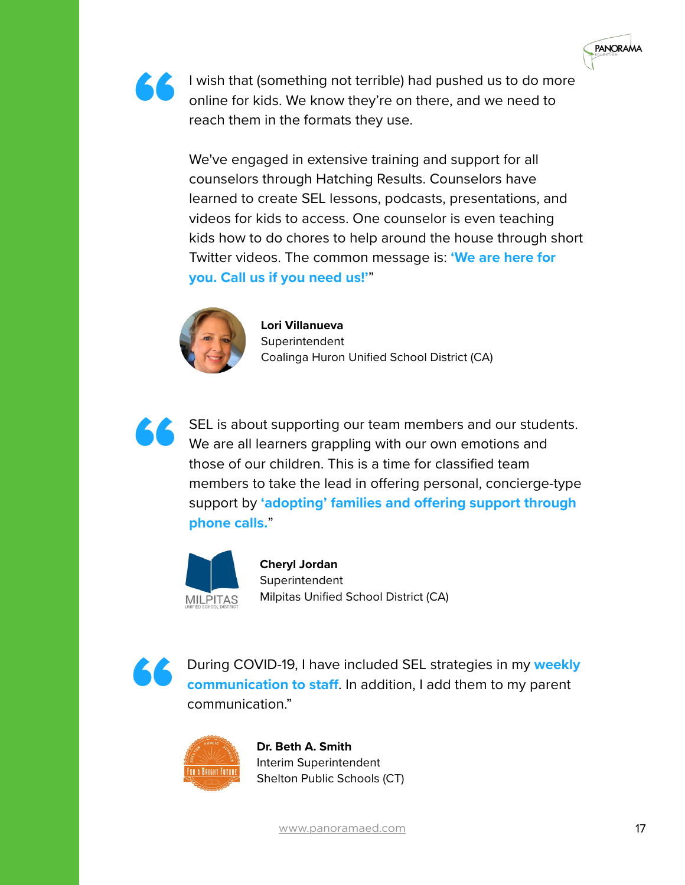> I wish that (something not terrible) had pushed us to do more online for kids. We know they're on there, and we need to reach them in the formats they use.
>
> We've engaged in extensive training and support for all counselors through Hatching Results. Counselors have learned to create SEL lessons, podcasts, presentations, and videos for kids to access. One counselor is even teaching kids how to do chores to help around the house through short Twitter videos. The common message is: **'We are here for you. Call us if you need us!'**"

**Lori Villanueva**
Superintendent
Coalinga Huron Unified School District (CA)

> SEL is about supporting our team members and our students. We are all learners grappling with our own emotions and those of our children. This is a time for classified team members to take the lead in offering personal, concierge-type support by **'adopting' families and offering support through phone calls.**"

**Cheryl Jordan**
Superintendent
Milpitas Unified School District (CA)

> During COVID-19, I have included SEL strategies in my **weekly communication to staff**. In addition, I add them to my parent communication."

**Dr. Beth A. Smith**
Interim Superintendent
Shelton Public Schools (CT)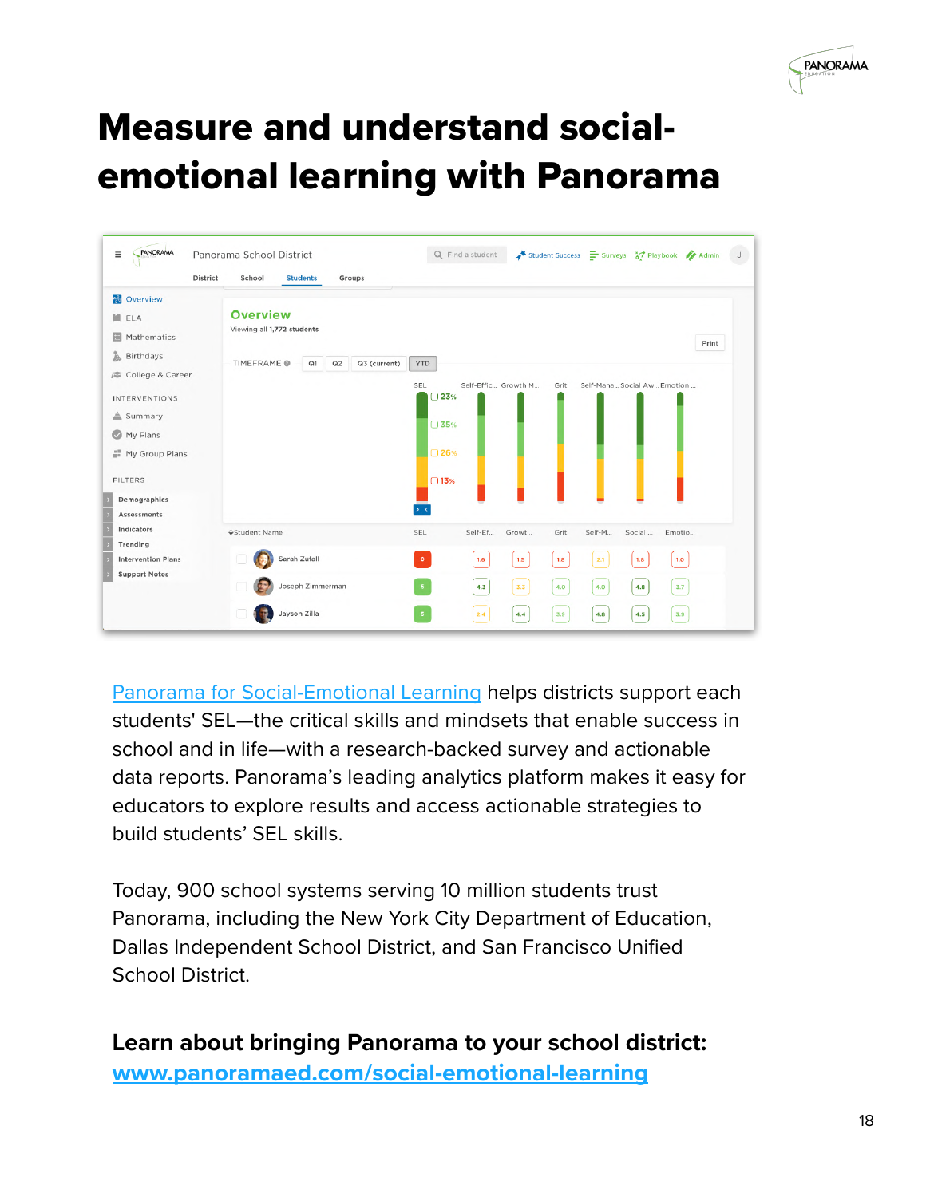# Measure and understand social-emotional learning with Panorama

[Panorama for Social-Emotional Learning](https://www.panoramaed.com/social-emotional-learning) helps districts support each students' SEL—the critical skills and mindsets that enable success in school and in life—with a research-backed survey and actionable data reports. Panorama's leading analytics platform makes it easy for educators to explore results and access actionable strategies to build students' SEL skills.

Today, 900 school systems serving 10 million students trust Panorama, including the New York City Department of Education, Dallas Independent School District, and San Francisco Unified School District.

**Learn about bringing Panorama to your school district:**
**[www.panoramaed.com/social-emotional-learning](https://www.panoramaed.com/social-emotional-learning)**